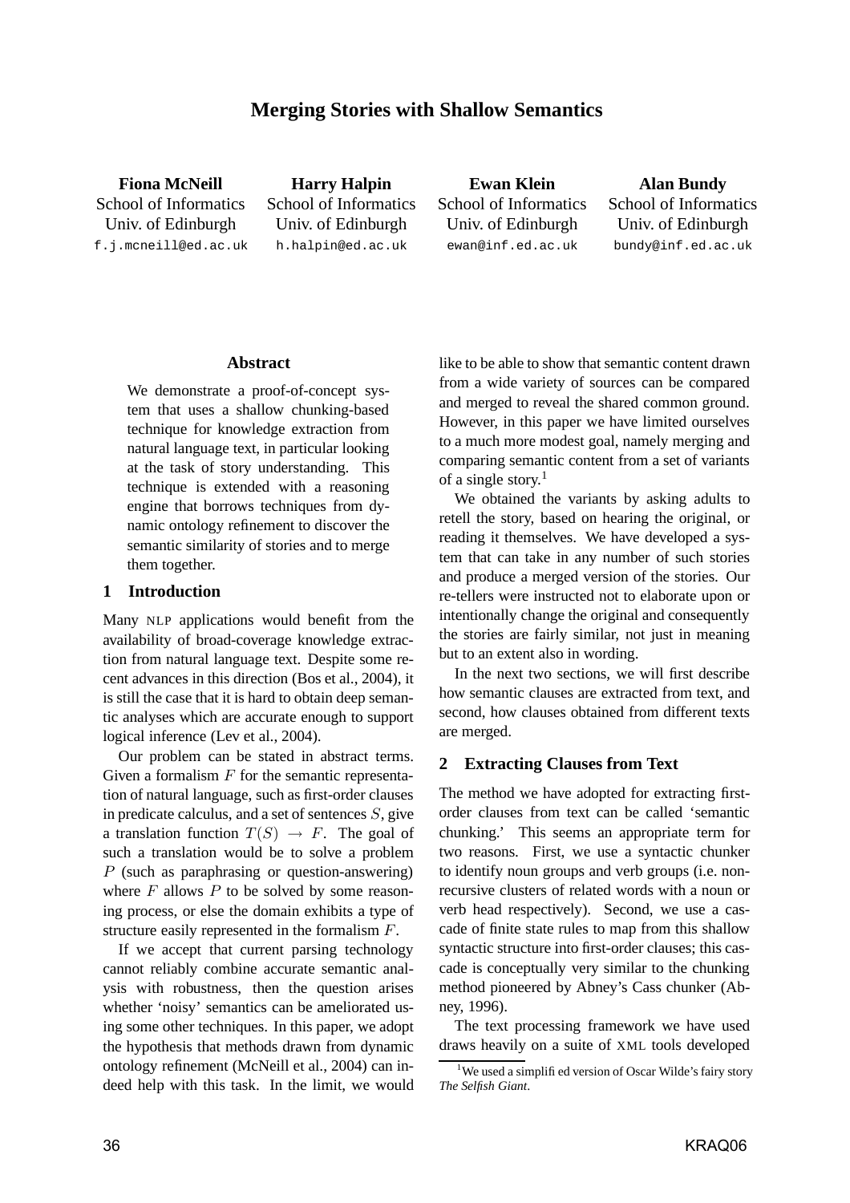# Merging Stories with Shallow Semantics

**Fiona McNeill**
School of Informatics
Univ. of Edinburgh
f.j.mcneill@ed.ac.uk

**Harry Halpin**
School of Informatics
Univ. of Edinburgh
h.halpin@ed.ac.uk

**Ewan Klein**
School of Informatics
Univ. of Edinburgh
ewan@inf.ed.ac.uk

**Alan Bundy**
School of Informatics
Univ. of Edinburgh
bundy@inf.ed.ac.uk

## Abstract

We demonstrate a proof-of-concept system that uses a shallow chunking-based technique for knowledge extraction from natural language text, in particular looking at the task of story understanding. This technique is extended with a reasoning engine that borrows techniques from dynamic ontology refinement to discover the semantic similarity of stories and to merge them together.

## 1 Introduction

Many NLP applications would benefit from the availability of broad-coverage knowledge extraction from natural language text. Despite some recent advances in this direction (Bos et al., 2004), it is still the case that it is hard to obtain deep semantic analyses which are accurate enough to support logical inference (Lev et al., 2004).

Our problem can be stated in abstract terms. Given a formalism $F$ for the semantic representation of natural language, such as first-order clauses in predicate calculus, and a set of sentences $S$, give a translation function $T(S) \rightarrow F$. The goal of such a translation would be to solve a problem $P$ (such as paraphrasing or question-answering) where $F$ allows $P$ to be solved by some reasoning process, or else the domain exhibits a type of structure easily represented in the formalism $F$.

If we accept that current parsing technology cannot reliably combine accurate semantic analysis with robustness, then the question arises whether 'noisy' semantics can be ameliorated using some other techniques. In this paper, we adopt the hypothesis that methods drawn from dynamic ontology refinement (McNeill et al., 2004) can indeed help with this task. In the limit, we would like to be able to show that semantic content drawn from a wide variety of sources can be compared and merged to reveal the shared common ground. However, in this paper we have limited ourselves to a much more modest goal, namely merging and comparing semantic content from a set of variants of a single story.[1]

We obtained the variants by asking adults to retell the story, based on hearing the original, or reading it themselves. We have developed a system that can take in any number of such stories and produce a merged version of the stories. Our re-tellers were instructed not to elaborate upon or intentionally change the original and consequently the stories are fairly similar, not just in meaning but to an extent also in wording.

In the next two sections, we will first describe how semantic clauses are extracted from text, and second, how clauses obtained from different texts are merged.

## 2 Extracting Clauses from Text

The method we have adopted for extracting first-order clauses from text can be called 'semantic chunking.' This seems an appropriate term for two reasons. First, we use a syntactic chunker to identify noun groups and verb groups (i.e. non-recursive clusters of related words with a noun or verb head respectively). Second, we use a cascade of finite state rules to map from this shallow syntactic structure into first-order clauses; this cascade is conceptually very similar to the chunking method pioneered by Abney's Cass chunker (Abney, 1996).

The text processing framework we have used draws heavily on a suite of XML tools developed

[1] We used a simplified version of Oscar Wilde's fairy story *The Selfish Giant*.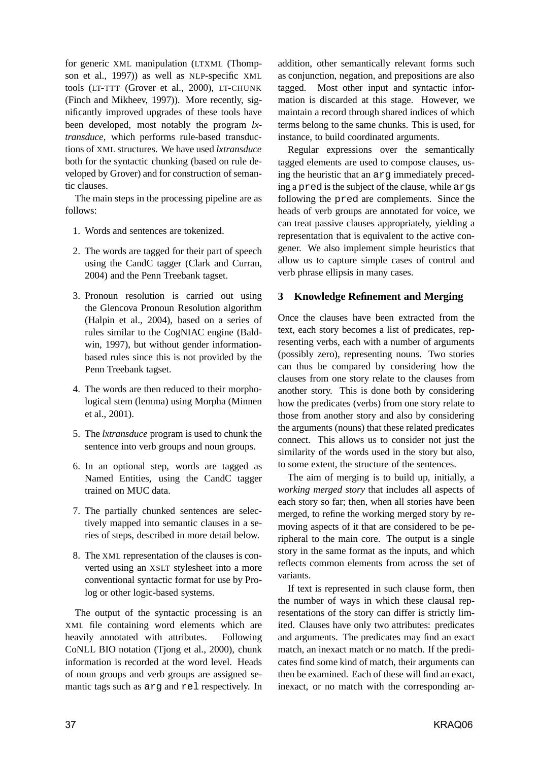for generic XML manipulation (LTXML (Thompson et al., 1997)) as well as NLP-specific XML tools (LT-TTT (Grover et al., 2000), LT-CHUNK (Finch and Mikheev, 1997)). More recently, significantly improved upgrades of these tools have been developed, most notably the program *lxtransduce*, which performs rule-based transductions of XML structures. We have used *lxtransduce* both for the syntactic chunking (based on rule developed by Grover) and for construction of semantic clauses.

The main steps in the processing pipeline are as follows:

1. Words and sentences are tokenized.
2. The words are tagged for their part of speech using the CandC tagger (Clark and Curran, 2004) and the Penn Treebank tagset.
3. Pronoun resolution is carried out using the Glencova Pronoun Resolution algorithm (Halpin et al., 2004), based on a series of rules similar to the CogNIAC engine (Baldwin, 1997), but without gender information-based rules since this is not provided by the Penn Treebank tagset.
4. The words are then reduced to their morphological stem (lemma) using Morpha (Minnen et al., 2001).
5. The *lxtransduce* program is used to chunk the sentence into verb groups and noun groups.
6. In an optional step, words are tagged as Named Entities, using the CandC tagger trained on MUC data.
7. The partially chunked sentences are selectively mapped into semantic clauses in a series of steps, described in more detail below.
8. The XML representation of the clauses is converted using an XSLT stylesheet into a more conventional syntactic format for use by Prolog or other logic-based systems.

The output of the syntactic processing is an XML file containing word elements which are heavily annotated with attributes. Following CoNLL BIO notation (Tjong et al., 2000), chunk information is recorded at the word level. Heads of noun groups and verb groups are assigned semantic tags such as `arg` and `rel` respectively. In addition, other semantically relevant forms such as conjunction, negation, and prepositions are also tagged. Most other input and syntactic information is discarded at this stage. However, we maintain a record through shared indices of which terms belong to the same chunks. This is used, for instance, to build coordinated arguments.

Regular expressions over the semantically tagged elements are used to compose clauses, using the heuristic that an `arg` immediately preceding a `pred` is the subject of the clause, while `arg`s following the `pred` are complements. Since the heads of verb groups are annotated for voice, we can treat passive clauses appropriately, yielding a representation that is equivalent to the active congener. We also implement simple heuristics that allow us to capture simple cases of control and verb phrase ellipsis in many cases.

## 3 Knowledge Refinement and Merging

Once the clauses have been extracted from the text, each story becomes a list of predicates, representing verbs, each with a number of arguments (possibly zero), representing nouns. Two stories can thus be compared by considering how the clauses from one story relate to the clauses from another story. This is done both by considering how the predicates (verbs) from one story relate to those from another story and also by considering the arguments (nouns) that these related predicates connect. This allows us to consider not just the similarity of the words used in the story but also, to some extent, the structure of the sentences.

The aim of merging is to build up, initially, a *working merged story* that includes all aspects of each story so far; then, when all stories have been merged, to refine the working merged story by removing aspects of it that are considered to be peripheral to the main core. The output is a single story in the same format as the inputs, and which reflects common elements from across the set of variants.

If text is represented in such clause form, then the number of ways in which these clausal representations of the story can differ is strictly limited. Clauses have only two attributes: predicates and arguments. The predicates may find an exact match, an inexact match or no match. If the predicates find some kind of match, their arguments can then be examined. Each of these will find an exact, inexact, or no match with the corresponding ar-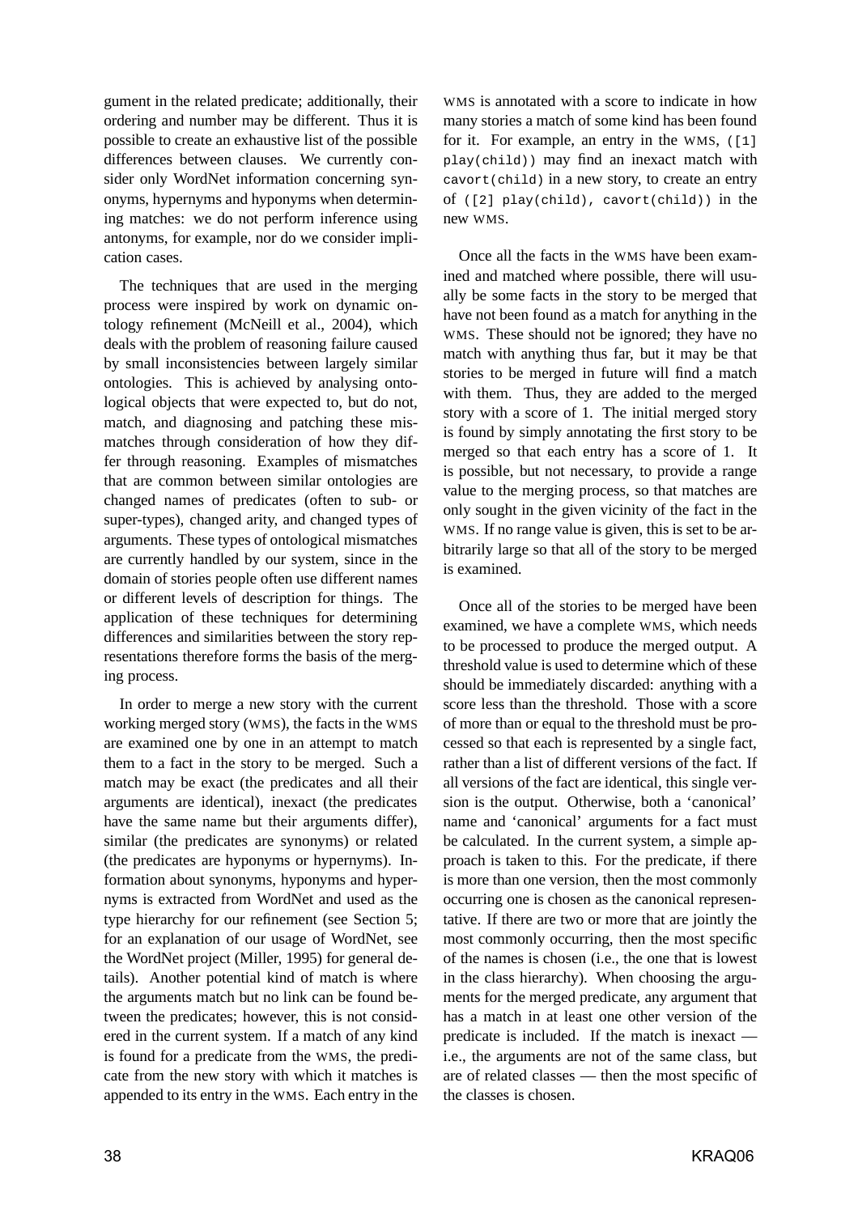gument in the related predicate; additionally, their ordering and number may be different. Thus it is possible to create an exhaustive list of the possible differences between clauses. We currently consider only WordNet information concerning synonyms, hypernyms and hyponyms when determining matches: we do not perform inference using antonyms, for example, nor do we consider implication cases.

The techniques that are used in the merging process were inspired by work on dynamic ontology refinement (McNeill et al., 2004), which deals with the problem of reasoning failure caused by small inconsistencies between largely similar ontologies. This is achieved by analysing ontological objects that were expected to, but do not, match, and diagnosing and patching these mismatches through consideration of how they differ through reasoning. Examples of mismatches that are common between similar ontologies are changed names of predicates (often to sub- or super-types), changed arity, and changed types of arguments. These types of ontological mismatches are currently handled by our system, since in the domain of stories people often use different names or different levels of description for things. The application of these techniques for determining differences and similarities between the story representations therefore forms the basis of the merging process.

In order to merge a new story with the current working merged story (WMS), the facts in the WMS are examined one by one in an attempt to match them to a fact in the story to be merged. Such a match may be exact (the predicates and all their arguments are identical), inexact (the predicates have the same name but their arguments differ), similar (the predicates are synonyms) or related (the predicates are hyponyms or hypernyms). Information about synonyms, hyponyms and hypernyms is extracted from WordNet and used as the type hierarchy for our refinement (see Section 5; for an explanation of our usage of WordNet, see the WordNet project (Miller, 1995) for general details). Another potential kind of match is where the arguments match but no link can be found between the predicates; however, this is not considered in the current system. If a match of any kind is found for a predicate from the WMS, the predicate from the new story with which it matches is appended to its entry in the WMS. Each entry in the WMS is annotated with a score to indicate in how many stories a match of some kind has been found for it. For example, an entry in the WMS, `([1] play(child))` may find an inexact match with `cavort(child)` in a new story, to create an entry of `([2] play(child), cavort(child))` in the new WMS.

Once all the facts in the WMS have been examined and matched where possible, there will usually be some facts in the story to be merged that have not been found as a match for anything in the WMS. These should not be ignored; they have no match with anything thus far, but it may be that stories to be merged in future will find a match with them. Thus, they are added to the merged story with a score of 1. The initial merged story is found by simply annotating the first story to be merged so that each entry has a score of 1. It is possible, but not necessary, to provide a range value to the merging process, so that matches are only sought in the given vicinity of the fact in the WMS. If no range value is given, this is set to be arbitrarily large so that all of the story to be merged is examined.

Once all of the stories to be merged have been examined, we have a complete WMS, which needs to be processed to produce the merged output. A threshold value is used to determine which of these should be immediately discarded: anything with a score less than the threshold. Those with a score of more than or equal to the threshold must be processed so that each is represented by a single fact, rather than a list of different versions of the fact. If all versions of the fact are identical, this single version is the output. Otherwise, both a 'canonical' name and 'canonical' arguments for a fact must be calculated. In the current system, a simple approach is taken to this. For the predicate, if there is more than one version, then the most commonly occurring one is chosen as the canonical representative. If there are two or more that are jointly the most commonly occurring, then the most specific of the names is chosen (i.e., the one that is lowest in the class hierarchy). When choosing the arguments for the merged predicate, any argument that has a match in at least one other version of the predicate is included. If the match is inexact — i.e., the arguments are not of the same class, but are of related classes — then the most specific of the classes is chosen.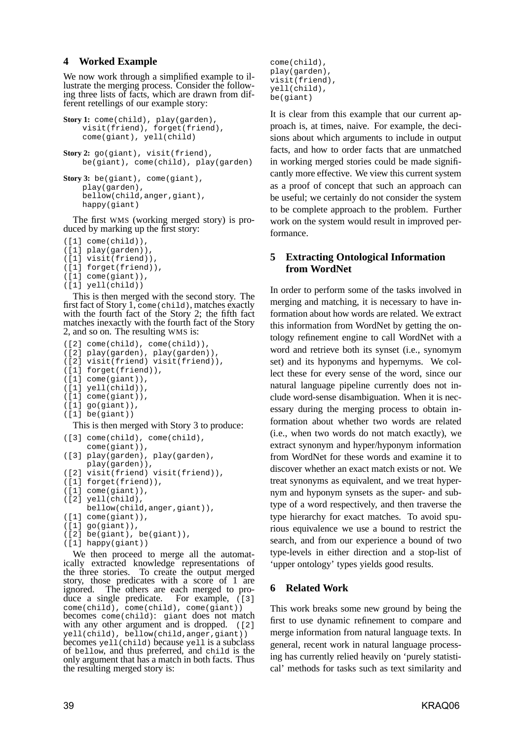## 4 Worked Example

We now work through a simplified example to illustrate the merging process. Consider the following three lists of facts, which are drawn from different retellings of our example story:

**Story 1:** `come(child), play(garden), visit(friend), forget(friend), come(giant), yell(child)`

**Story 2:** `go(giant), visit(friend), be(giant), come(child), play(garden)`

**Story 3:** `be(giant), come(giant), play(garden), bellow(child,anger,giant), happy(giant)`

The first WMS (working merged story) is produced by marking up the first story:

```
([1] come(child)),
([1] play(garden)),
([1] visit(friend)),
([1] forget(friend)),
([1] come(giant)),
([1] yell(child))
```

This is then merged with the second story. The first fact of Story 1, `come(child)`, matches exactly with the fourth fact of the Story 2; the fifth fact matches inexactly with the fourth fact of the Story 2, and so on. The resulting WMS is:

```
([2] come(child), come(child)),
([2] play(garden), play(garden)),
([2] visit(friend) visit(friend)),
([1] forget(friend)),
([1] come(giant)),
([1] yell(child)),
([1] come(giant)),
([1] go(giant)),
([1] be(giant))
```

This is then merged with Story 3 to produce:

```
([3] come(child), come(child),
     come(giant)),
([3] play(garden), play(garden),
     play(garden)),
([2] visit(friend) visit(friend)),
([1] forget(friend)),
([1] come(giant)),
([2] yell(child),
     bellow(child,anger,giant)),
([1] come(giant)),
([1] go(giant)),
([2] be(giant), be(giant)),
([1] happy(giant))
```

We then proceed to merge all the automatically extracted knowledge representations of the three stories. To create the output merged story, those predicates with a score of 1 are ignored. The others are each merged to produce a single predicate. For example, `([3] come(child), come(child), come(giant))` becomes `come(child)`: `giant` does not match with any other argument and is dropped. `([2] yell(child), bellow(child,anger,giant))` becomes `yell(child)` because `yell` is a subclass of `bellow`, and thus preferred, and `child` is the only argument that has a match in both facts. Thus the resulting merged story is:

```
come(child),
play(garden),
visit(friend),
yell(child),
be(giant)
```

It is clear from this example that our current approach is, at times, naive. For example, the decisions about which arguments to include in output facts, and how to order facts that are unmatched in working merged stories could be made significantly more effective. We view this current system as a proof of concept that such an approach can be useful; we certainly do not consider the system to be complete approach to the problem. Further work on the system would result in improved performance.

## 5 Extracting Ontological Information from WordNet

In order to perform some of the tasks involved in merging and matching, it is necessary to have information about how words are related. We extract this information from WordNet by getting the ontology refinement engine to call WordNet with a word and retrieve both its synset (i.e., synomym set) and its hyponyms and hypernyms. We collect these for every sense of the word, since our natural language pipeline currently does not include word-sense disambiguation. When it is necessary during the merging process to obtain information about whether two words are related (i.e., when two words do not match exactly), we extract synonym and hyper/hyponym information from WordNet for these words and examine it to discover whether an exact match exists or not. We treat synonyms as equivalent, and we treat hypernym and hyponym synsets as the super- and subtype of a word respectively, and then traverse the type hierarchy for exact matches. To avoid spurious equivalence we use a bound to restrict the search, and from our experience a bound of two type-levels in either direction and a stop-list of 'upper ontology' types yields good results.

## 6 Related Work

This work breaks some new ground by being the first to use dynamic refinement to compare and merge information from natural language texts. In general, recent work in natural language processing has currently relied heavily on 'purely statistical' methods for tasks such as text similarity and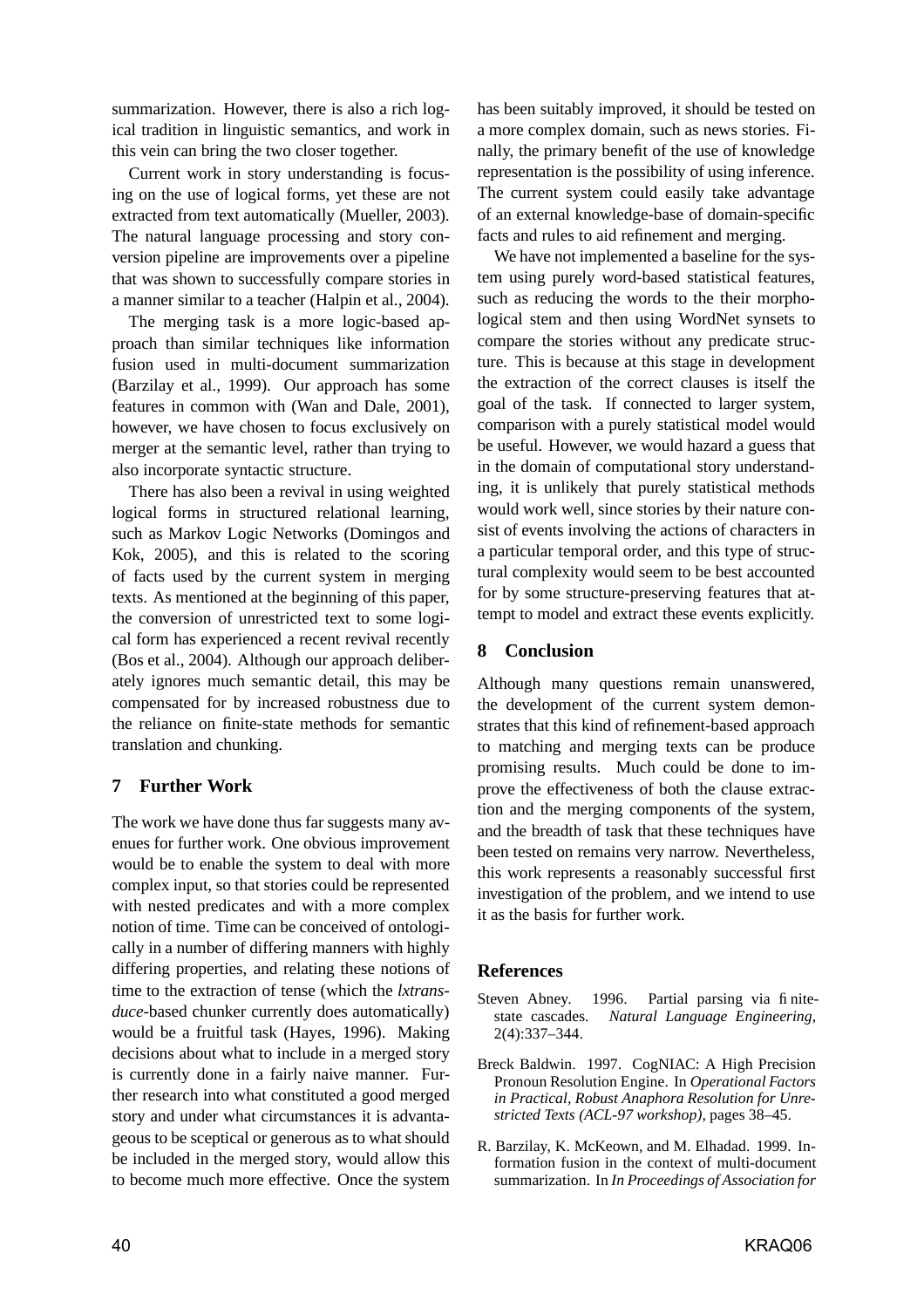summarization. However, there is also a rich logical tradition in linguistic semantics, and work in this vein can bring the two closer together.

Current work in story understanding is focusing on the use of logical forms, yet these are not extracted from text automatically (Mueller, 2003). The natural language processing and story conversion pipeline are improvements over a pipeline that was shown to successfully compare stories in a manner similar to a teacher (Halpin et al., 2004).

The merging task is a more logic-based approach than similar techniques like information fusion used in multi-document summarization (Barzilay et al., 1999). Our approach has some features in common with (Wan and Dale, 2001), however, we have chosen to focus exclusively on merger at the semantic level, rather than trying to also incorporate syntactic structure.

There has also been a revival in using weighted logical forms in structured relational learning, such as Markov Logic Networks (Domingos and Kok, 2005), and this is related to the scoring of facts used by the current system in merging texts. As mentioned at the beginning of this paper, the conversion of unrestricted text to some logical form has experienced a recent revival recently (Bos et al., 2004). Although our approach deliberately ignores much semantic detail, this may be compensated for by increased robustness due to the reliance on finite-state methods for semantic translation and chunking.

## 7 Further Work

The work we have done thus far suggests many avenues for further work. One obvious improvement would be to enable the system to deal with more complex input, so that stories could be represented with nested predicates and with a more complex notion of time. Time can be conceived of ontologically in a number of differing manners with highly differing properties, and relating these notions of time to the extraction of tense (which the *lxtransduce*-based chunker currently does automatically) would be a fruitful task (Hayes, 1996). Making decisions about what to include in a merged story is currently done in a fairly naive manner. Further research into what constituted a good merged story and under what circumstances it is advantageous to be sceptical or generous as to what should be included in the merged story, would allow this to become much more effective. Once the system has been suitably improved, it should be tested on a more complex domain, such as news stories. Finally, the primary benefit of the use of knowledge representation is the possibility of using inference. The current system could easily take advantage of an external knowledge-base of domain-specific facts and rules to aid refinement and merging.

We have not implemented a baseline for the system using purely word-based statistical features, such as reducing the words to the their morphological stem and then using WordNet synsets to compare the stories without any predicate structure. This is because at this stage in development the extraction of the correct clauses is itself the goal of the task. If connected to larger system, comparison with a purely statistical model would be useful. However, we would hazard a guess that in the domain of computational story understanding, it is unlikely that purely statistical methods would work well, since stories by their nature consist of events involving the actions of characters in a particular temporal order, and this type of structural complexity would seem to be best accounted for by some structure-preserving features that attempt to model and extract these events explicitly.

## 8 Conclusion

Although many questions remain unanswered, the development of the current system demonstrates that this kind of refinement-based approach to matching and merging texts can be produce promising results. Much could be done to improve the effectiveness of both the clause extraction and the merging components of the system, and the breadth of task that these techniques have been tested on remains very narrow. Nevertheless, this work represents a reasonably successful first investigation of the problem, and we intend to use it as the basis for further work.

## References

Steven Abney. 1996. Partial parsing via finite-state cascades. *Natural Language Engineering*, 2(4):337–344.

Breck Baldwin. 1997. CogNIAC: A High Precision Pronoun Resolution Engine. In *Operational Factors in Practical, Robust Anaphora Resolution for Unrestricted Texts (ACL-97 workshop)*, pages 38–45.

R. Barzilay, K. McKeown, and M. Elhadad. 1999. Information fusion in the context of multi-document summarization. In *In Proceedings of Association for*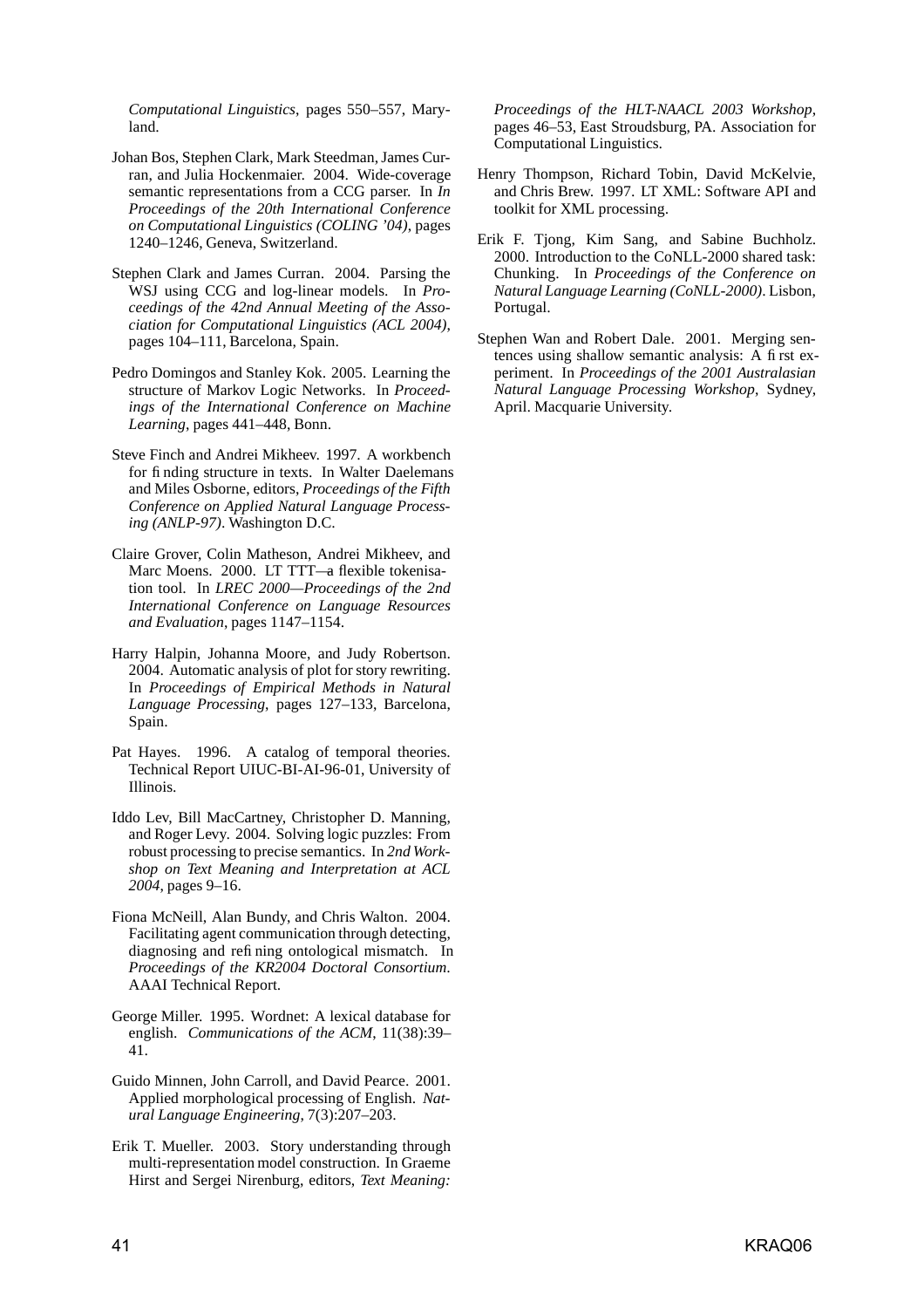*Computational Linguistics*, pages 550–557, Maryland.

Johan Bos, Stephen Clark, Mark Steedman, James Curran, and Julia Hockenmaier. 2004. Wide-coverage semantic representations from a CCG parser. In *In Proceedings of the 20th International Conference on Computational Linguistics (COLING '04)*, pages 1240–1246, Geneva, Switzerland.

Stephen Clark and James Curran. 2004. Parsing the WSJ using CCG and log-linear models. In *Proceedings of the 42nd Annual Meeting of the Association for Computational Linguistics (ACL 2004)*, pages 104–111, Barcelona, Spain.

Pedro Domingos and Stanley Kok. 2005. Learning the structure of Markov Logic Networks. In *Proceedings of the International Conference on Machine Learning*, pages 441–448, Bonn.

Steve Finch and Andrei Mikheev. 1997. A workbench for finding structure in texts. In Walter Daelemans and Miles Osborne, editors, *Proceedings of the Fifth Conference on Applied Natural Language Processing (ANLP-97)*. Washington D.C.

Claire Grover, Colin Matheson, Andrei Mikheev, and Marc Moens. 2000. LT TTT—a flexible tokenisation tool. In *LREC 2000—Proceedings of the 2nd International Conference on Language Resources and Evaluation*, pages 1147–1154.

Harry Halpin, Johanna Moore, and Judy Robertson. 2004. Automatic analysis of plot for story rewriting. In *Proceedings of Empirical Methods in Natural Language Processing*, pages 127–133, Barcelona, Spain.

Pat Hayes. 1996. A catalog of temporal theories. Technical Report UIUC-BI-AI-96-01, University of Illinois.

Iddo Lev, Bill MacCartney, Christopher D. Manning, and Roger Levy. 2004. Solving logic puzzles: From robust processing to precise semantics. In *2nd Workshop on Text Meaning and Interpretation at ACL 2004*, pages 9–16.

Fiona McNeill, Alan Bundy, and Chris Walton. 2004. Facilitating agent communication through detecting, diagnosing and refining ontological mismatch. In *Proceedings of the KR2004 Doctoral Consortium*. AAAI Technical Report.

George Miller. 1995. Wordnet: A lexical database for english. *Communications of the ACM*, 11(38):39–41.

Guido Minnen, John Carroll, and David Pearce. 2001. Applied morphological processing of English. *Natural Language Engineering*, 7(3):207–203.

Erik T. Mueller. 2003. Story understanding through multi-representation model construction. In Graeme Hirst and Sergei Nirenburg, editors, *Text Meaning: Proceedings of the HLT-NAACL 2003 Workshop*, pages 46–53, East Stroudsburg, PA. Association for Computational Linguistics.

Henry Thompson, Richard Tobin, David McKelvie, and Chris Brew. 1997. LT XML: Software API and toolkit for XML processing.

Erik F. Tjong, Kim Sang, and Sabine Buchholz. 2000. Introduction to the CoNLL-2000 shared task: Chunking. In *Proceedings of the Conference on Natural Language Learning (CoNLL-2000)*. Lisbon, Portugal.

Stephen Wan and Robert Dale. 2001. Merging sentences using shallow semantic analysis: A first experiment. In *Proceedings of the 2001 Australasian Natural Language Processing Workshop*, Sydney, April. Macquarie University.